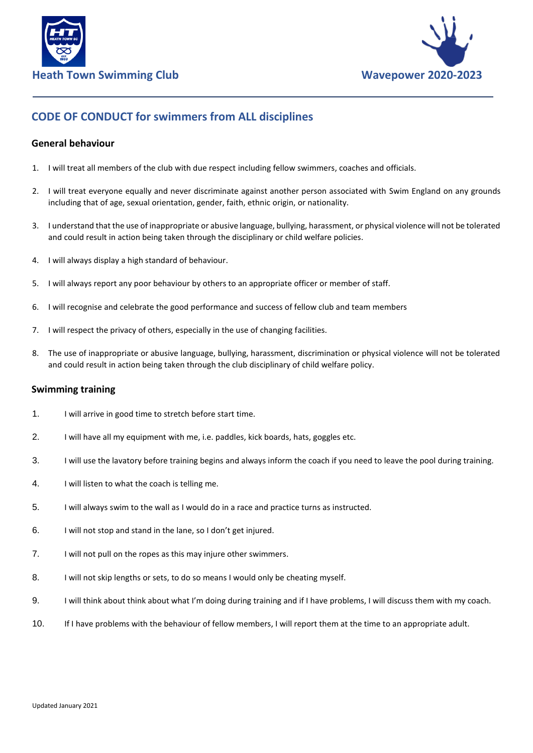Heath Town Swimming Club

Wavepower 2020-2023

## CODE OF CONDUCT for swimmers from ALL disciplines

### General behaviour

1. I will treat all members of the club with due respect including fellow swimmers, coaches and officials.
2. I will treat everyone equally and never discriminate against another person associated with Swim England on any grounds including that of age, sexual orientation, gender, faith, ethnic origin, or nationality.
3. I understand that the use of inappropriate or abusive language, bullying, harassment, or physical violence will not be tolerated and could result in action being taken through the disciplinary or child welfare policies.
4. I will always display a high standard of behaviour.
5. I will always report any poor behaviour by others to an appropriate officer or member of staff.
6. I will recognise and celebrate the good performance and success of fellow club and team members
7. I will respect the privacy of others, especially in the use of changing facilities.
8. The use of inappropriate or abusive language, bullying, harassment, discrimination or physical violence will not be tolerated and could result in action being taken through the club disciplinary of child welfare policy.

### Swimming training

1. I will arrive in good time to stretch before start time.
2. I will have all my equipment with me, i.e. paddles, kick boards, hats, goggles etc.
3. I will use the lavatory before training begins and always inform the coach if you need to leave the pool during training.
4. I will listen to what the coach is telling me.
5. I will always swim to the wall as I would do in a race and practice turns as instructed.
6. I will not stop and stand in the lane, so I don't get injured.
7. I will not pull on the ropes as this may injure other swimmers.
8. I will not skip lengths or sets, to do so means I would only be cheating myself.
9. I will think about think about what I'm doing during training and if I have problems, I will discuss them with my coach.
10. If I have problems with the behaviour of fellow members, I will report them at the time to an appropriate adult.

Updated January 2021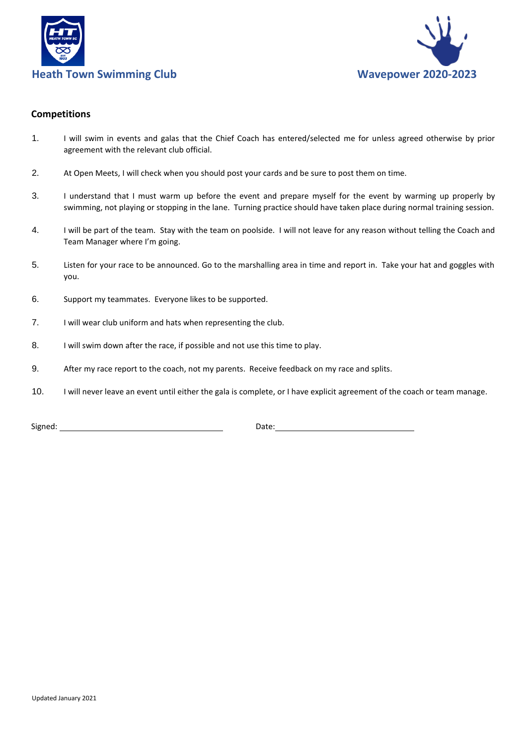**Heath Town Swimming Club** **Wavepower 2020-2023**

## Competitions

1. I will swim in events and galas that the Chief Coach has entered/selected me for unless agreed otherwise by prior agreement with the relevant club official.
2. At Open Meets, I will check when you should post your cards and be sure to post them on time.
3. I understand that I must warm up before the event and prepare myself for the event by warming up properly by swimming, not playing or stopping in the lane. Turning practice should have taken place during normal training session.
4. I will be part of the team. Stay with the team on poolside. I will not leave for any reason without telling the Coach and Team Manager where I'm going.
5. Listen for your race to be announced. Go to the marshalling area in time and report in. Take your hat and goggles with you.
6. Support my teammates. Everyone likes to be supported.
7. I will wear club uniform and hats when representing the club.
8. I will swim down after the race, if possible and not use this time to play.
9. After my race report to the coach, not my parents. Receive feedback on my race and splits.
10. I will never leave an event until either the gala is complete, or I have explicit agreement of the coach or team manage.

Signed: ______________________________ Date: ______________________________

Updated January 2021